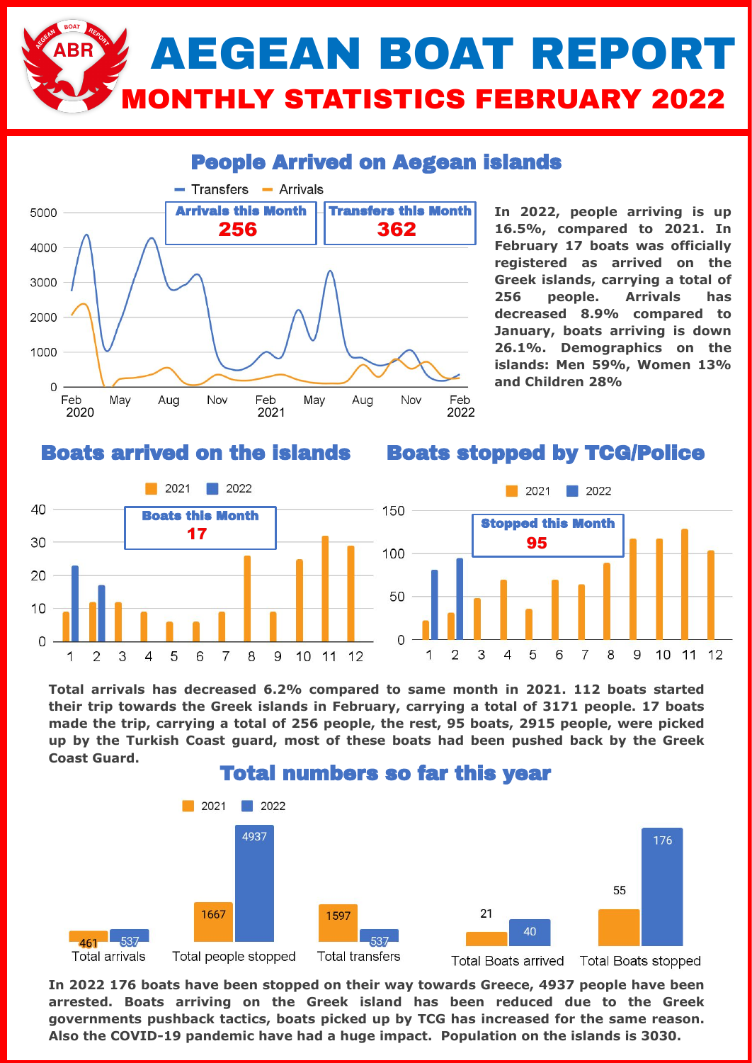# AEGEAN BOAT REPORT

## MONTHLY STATISTICS FEBRUARY 2022

### People Arrived on Aegean islands

**Arrivals this Month** 256

**Transfers this Month** 362

**In 2022, people arriving is up 16.5%, compared to 2021. In February 17 boats was officially registered as arrived on the Greek islands, carrying a total of 256 people. Arrivals has decreased 8.9% compared to January, boats arriving is down 26.1%. Demographics on the islands: Men 59%, Women 13% and Children 28%**

### Boats arrived on the islands

**Boats this Month** 17

### Boats stopped by TCG/Police

**Stopped this Month** 95

**Total arrivals has decreased 6.2% compared to same month in 2021. 112 boats started their trip towards the Greek islands in February, carrying a total of 3171 people. 17 boats made the trip, carrying a total of 256 people, the rest, 95 boats, 2915 people, were picked up by the Turkish Coast guard, most of these boats had been pushed back by the Greek Coast Guard.**

### Total numbers so far this year

| | 2021 | 2022 |
|---|---|---|
| Total arrivals | 461 | 537 |
| Total people stopped | 1667 | 4937 |
| Total transfers | 1597 | 537 |
| Total Boats arrived | 21 | 40 |
| Total Boats stopped | 55 | 176 |

**In 2022 176 boats have been stopped on their way towards Greece, 4937 people have been arrested. Boats arriving on the Greek island has been reduced due to the Greek governments pushback tactics, boats picked up by TCG has increased for the same reason. Also the COVID-19 pandemic have had a huge impact. Population on the islands is 3030.**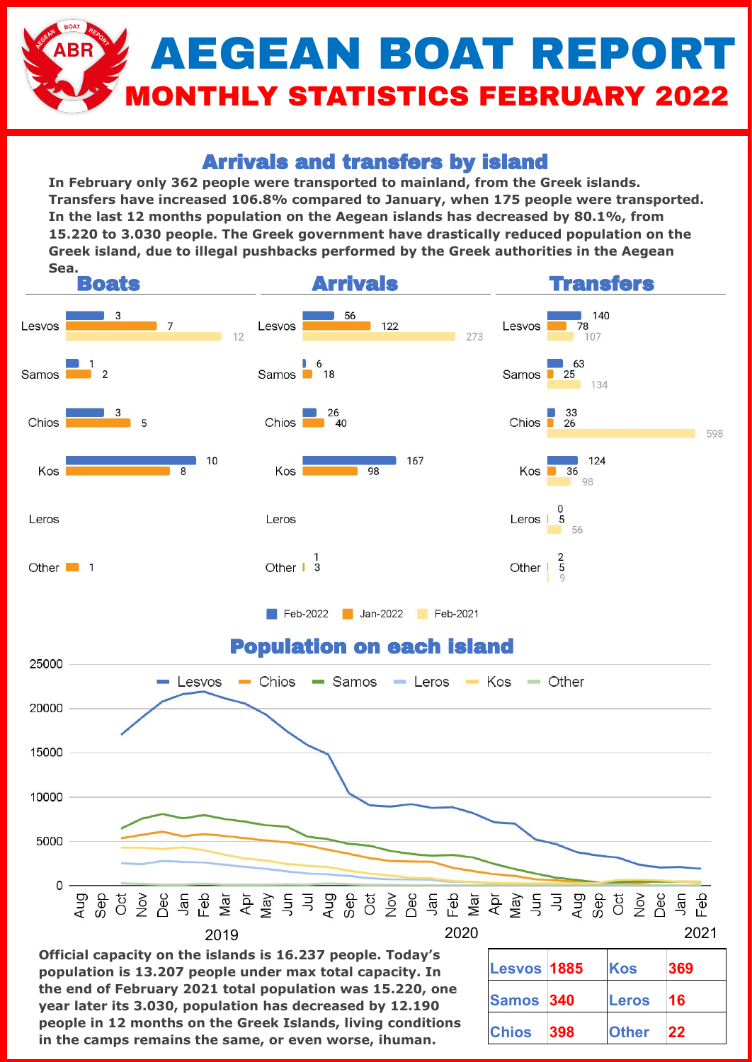# AEGEAN BOAT REPORT

## MONTHLY STATISTICS FEBRUARY 2022

### Arrivals and transfers by island

**In February only 362 people were transported to mainland, from the Greek islands. Transfers have increased 106.8% compared to January, when 175 people were transported. In the last 12 months population on the Aegean islands has decreased by 80.1%, from 15.220 to 3.030 people. The Greek government have drastically reduced population on the Greek island, due to illegal pushbacks performed by the Greek authorities in the Aegean Sea.**

#### Boats

| Island | Feb-2022 | Jan-2022 | Feb-2021 |
|---|---|---|---|
| Lesvos | 3 | 7 | 12 |
| Samos | 1 | 2 | |
| Chios | 3 | 5 | |
| Kos | 10 | 8 | |
| Leros | | | |
| Other | | 1 | |

#### Arrivals

| Island | Feb-2022 | Jan-2022 | Feb-2021 |
|---|---|---|---|
| Lesvos | 56 | 122 | 273 |
| Samos | 6 | 18 | |
| Chios | 26 | 40 | |
| Kos | 167 | 98 | |
| Leros | | | |
| Other | 1 | 3 | |

#### Transfers

| Island | Feb-2022 | Jan-2022 | Feb-2021 |
|---|---|---|---|
| Lesvos | 140 | 78 | 107 |
| Samos | 63 | 25 | 134 |
| Chios | 33 | 26 | 598 |
| Kos | 124 | 36 | 98 |
| Leros | 0 | 5 | 56 |
| Other | 2 | 5 | 9 |

### Population on each island

**Official capacity on the islands is 16.237 people. Today's population is 13.207 people under max total capacity. In the end of February 2021 total population was 15.220, one year later its 3.030, population has decreased by 12.190 people in 12 months on the Greek Islands, living conditions in the camps remains the same, or even worse, ihuman.**

| | | | |
|---|---|---|---|
| Lesvos | 1885 | Kos | 369 |
| Samos | 340 | Leros | 16 |
| Chios | 398 | Other | 22 |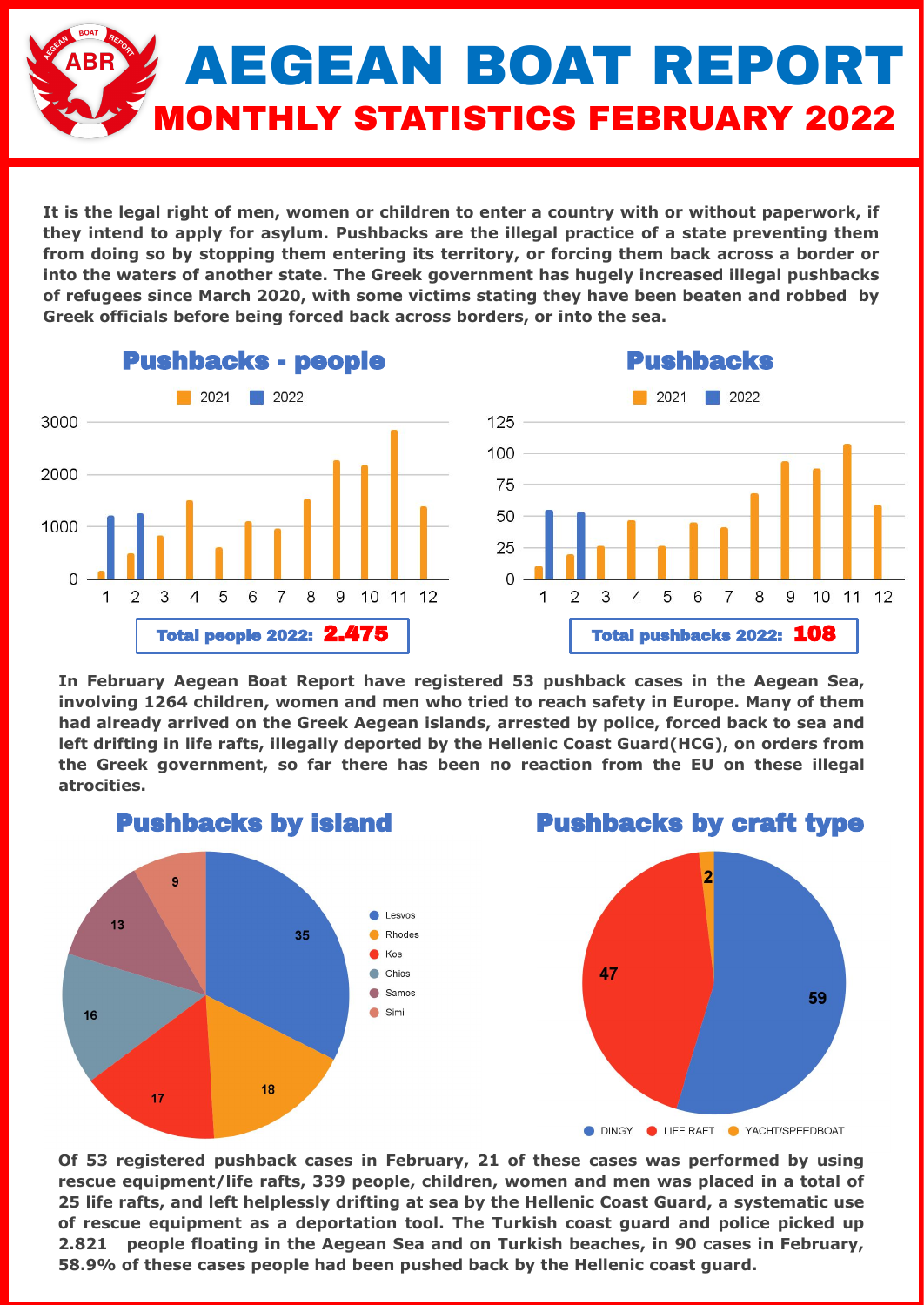# AEGEAN BOAT REPORT

## MONTHLY STATISTICS FEBRUARY 2022

**It is the legal right of men, women or children to enter a country with or without paperwork, if they intend to apply for asylum. Pushbacks are the illegal practice of a state preventing them from doing so by stopping them entering its territory, or forcing them back across a border or into the waters of another state. The Greek government has hugely increased illegal pushbacks of refugees since March 2020, with some victims stating they have been beaten and robbed by Greek officials before being forced back across borders, or into the sea.**

### Pushbacks - people

2021 2022

3000
2000
1000
0

1 2 3 4 5 6 7 8 9 10 11 12

**Total people 2022: 2.475**

### Pushbacks

2021 2022

125
100
75
50
25
0

1 2 3 4 5 6 7 8 9 10 11 12

**Total pushbacks 2022: 108**

**In February Aegean Boat Report have registered 53 pushback cases in the Aegean Sea, involving 1264 children, women and men who tried to reach safety in Europe. Many of them had already arrived on the Greek Aegean islands, arrested by police, forced back to sea and left drifting in life rafts, illegally deported by the Hellenic Coast Guard(HCG), on orders from the Greek government, so far there has been no reaction from the EU on these illegal atrocities.**

### Pushbacks by island

Lesvos
Rhodes
Kos
Chios
Samos
Simi

35
18
17
16
13
9

### Pushbacks by craft type

DINGY
LIFE RAFT
YACHT/SPEEDBOAT

59
47
2

**Of 53 registered pushback cases in February, 21 of these cases was performed by using rescue equipment/life rafts, 339 people, children, women and men was placed in a total of 25 life rafts, and left helplessly drifting at sea by the Hellenic Coast Guard, a systematic use of rescue equipment as a deportation tool. The Turkish coast guard and police picked up 2.821 people floating in the Aegean Sea and on Turkish beaches, in 90 cases in February, 58.9% of these cases people had been pushed back by the Hellenic coast guard.**